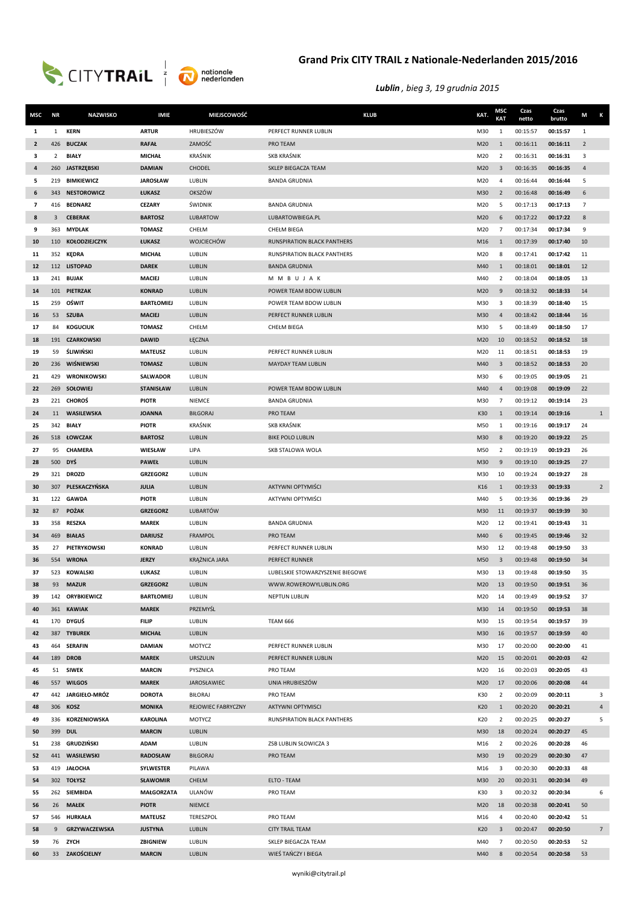# Grand Prix CITY TRAIL z Nationale-Nederlanden 2015/2016

***Lublin** , bieg 3, 19 grudnia 2015*

| MSC | NR | NAZWISKO | IMIE | MIEJSCOWOŚĆ | KLUB | KAT. | MSC KAT | Czas netto | Czas brutto | M | K |
|---|---|---|---|---|---|---|---|---|---|---|---|
| 1 | 1 | KERN | ARTUR | HRUBIESZÓW | PERFECT RUNNER LUBLIN | M30 | 1 | 00:15:57 | 00:15:57 | 1 | |
| 2 | 426 | BUCZAK | RAFAŁ | ZAMOŚĆ | PRO TEAM | M20 | 1 | 00:16:11 | 00:16:11 | 2 | |
| 3 | 2 | BIAŁY | MICHAŁ | KRAŚNIK | SKB KRAŚNIK | M20 | 2 | 00:16:31 | 00:16:31 | 3 | |
| 4 | 260 | JASTRZĘBSKI | DAMIAN | CHODEL | SKLEP BIEGACZA TEAM | M20 | 3 | 00:16:35 | 00:16:35 | 4 | |
| 5 | 219 | BIMKIEWICZ | JAROSŁAW | LUBLIN | BANDA GRUDNIA | M20 | 4 | 00:16:44 | 00:16:44 | 5 | |
| 6 | 343 | NESTOROWICZ | ŁUKASZ | OKSZÓW | | M30 | 2 | 00:16:48 | 00:16:49 | 6 | |
| 7 | 416 | BEDNARZ | CEZARY | ŚWIDNIK | BANDA GRUDNIA | M20 | 5 | 00:17:13 | 00:17:13 | 7 | |
| 8 | 3 | CEBERAK | BARTOSZ | LUBARTOW | LUBARTOWBIEGA.PL | M20 | 6 | 00:17:22 | 00:17:22 | 8 | |
| 9 | 363 | MYDLAK | TOMASZ | CHEŁM | CHEŁM BIEGA | M20 | 7 | 00:17:34 | 00:17:34 | 9 | |
| 10 | 110 | KOŁODZIEJCZYK | ŁUKASZ | WOJCIECHÓW | RUNSPIRATION BLACK PANTHERS | M16 | 1 | 00:17:39 | 00:17:40 | 10 | |
| 11 | 352 | KĘDRA | MICHAŁ | LUBLIN | RUNSPIRATION BLACK PANTHERS | M20 | 8 | 00:17:41 | 00:17:42 | 11 | |
| 12 | 112 | LISTOPAD | DAREK | LUBLIN | BANDA GRUDNIA | M40 | 1 | 00:18:01 | 00:18:01 | 12 | |
| 13 | 241 | BUJAK | MACIEJ | LUBLIN | M M B U J A K | M40 | 2 | 00:18:04 | 00:18:05 | 13 | |
| 14 | 101 | PIETRZAK | KONRAD | LUBLIN | POWER TEAM BDOW LUBLIN | M20 | 9 | 00:18:32 | 00:18:33 | 14 | |
| 15 | 259 | OŚWIT | BARTŁOMIEJ | LUBLIN | POWER TEAM BDOW LUBLIN | M30 | 3 | 00:18:39 | 00:18:40 | 15 | |
| 16 | 53 | SZUBA | MACIEJ | LUBLIN | PERFECT RUNNER LUBLIN | M30 | 4 | 00:18:42 | 00:18:44 | 16 | |
| 17 | 84 | KOGUCIUK | TOMASZ | CHEŁM | CHEŁM BIEGA | M30 | 5 | 00:18:49 | 00:18:50 | 17 | |
| 18 | 191 | CZARKOWSKI | DAWID | ŁĘCZNA | | M20 | 10 | 00:18:52 | 00:18:52 | 18 | |
| 19 | 59 | ŚLIWIŃSKI | MATEUSZ | LUBLIN | PERFECT RUNNER LUBLIN | M20 | 11 | 00:18:51 | 00:18:53 | 19 | |
| 20 | 236 | WIŚNIEWSKI | TOMASZ | LUBLIN | MAYDAY TEAM LUBLIN | M40 | 3 | 00:18:52 | 00:18:53 | 20 | |
| 21 | 429 | WRONIKOWSKI | SALWADOR | LUBLIN | | M30 | 6 | 00:19:05 | 00:19:05 | 21 | |
| 22 | 269 | SOŁOWIEJ | STANISŁAW | LUBLIN | POWER TEAM BDOW LUBLIN | M40 | 4 | 00:19:08 | 00:19:09 | 22 | |
| 23 | 221 | CHOROŚ | PIOTR | NIEMCE | BANDA GRUDNIA | M30 | 7 | 00:19:12 | 00:19:14 | 23 | |
| 24 | 11 | WASILEWSKA | JOANNA | BIŁGORAJ | PRO TEAM | K30 | 1 | 00:19:14 | 00:19:16 | | 1 |
| 25 | 342 | BIAŁY | PIOTR | KRAŚNIK | SKB KRAŚNIK | M50 | 1 | 00:19:16 | 00:19:17 | 24 | |
| 26 | 518 | ŁOWCZAK | BARTOSZ | LUBLIN | BIKE POLO LUBLIN | M30 | 8 | 00:19:20 | 00:19:22 | 25 | |
| 27 | 95 | CHAMERA | WIESŁAW | LIPA | SKB STALOWA WOLA | M50 | 2 | 00:19:19 | 00:19:23 | 26 | |
| 28 | 500 | DYŚ | PAWEŁ | LUBLIN | | M30 | 9 | 00:19:10 | 00:19:25 | 27 | |
| 29 | 321 | DROZD | GRZEGORZ | LUBLIN | | M30 | 10 | 00:19:24 | 00:19:27 | 28 | |
| 30 | 307 | PLESKACZYŃSKA | JULIA | LUBLIN | AKTYWNI OPTYMIŚCI | K16 | 1 | 00:19:33 | 00:19:33 | | 2 |
| 31 | 122 | GAWDA | PIOTR | LUBLIN | AKTYWNI OPTYMIŚCI | M40 | 5 | 00:19:36 | 00:19:36 | 29 | |
| 32 | 87 | POŻAK | GRZEGORZ | LUBARTÓW | | M30 | 11 | 00:19:37 | 00:19:39 | 30 | |
| 33 | 358 | RESZKA | MAREK | LUBLIN | BANDA GRUDNIA | M20 | 12 | 00:19:41 | 00:19:43 | 31 | |
| 34 | 469 | BIAŁAS | DARIUSZ | FRAMPOL | PRO TEAM | M40 | 6 | 00:19:45 | 00:19:46 | 32 | |
| 35 | 27 | PIETRYKOWSKI | KONRAD | LUBLIN | PERFECT RUNNER LUBLIN | M30 | 12 | 00:19:48 | 00:19:50 | 33 | |
| 36 | 554 | WRONA | JERZY | KRĄŻNICA JARA | PERFECT RUNNER | M50 | 3 | 00:19:48 | 00:19:50 | 34 | |
| 37 | 523 | KOWALSKI | ŁUKASZ | LUBLIN | LUBELSKIE STOWARZYSZENIE BIEGOWE | M30 | 13 | 00:19:48 | 00:19:50 | 35 | |
| 38 | 93 | MAZUR | GRZEGORZ | LUBLIN | WWW.ROWEROWYLUBLIN.ORG | M20 | 13 | 00:19:50 | 00:19:51 | 36 | |
| 39 | 142 | ORYBKIEWICZ | BARTŁOMIEJ | LUBLIN | NEPTUN LUBLIN | M20 | 14 | 00:19:49 | 00:19:52 | 37 | |
| 40 | 361 | KAWIAK | MAREK | PRZEMYŚL | | M30 | 14 | 00:19:50 | 00:19:53 | 38 | |
| 41 | 170 | DYGUŚ | FILIP | LUBLIN | TEAM 666 | M30 | 15 | 00:19:54 | 00:19:57 | 39 | |
| 42 | 387 | TYBUREK | MICHAŁ | LUBLIN | | M30 | 16 | 00:19:57 | 00:19:59 | 40 | |
| 43 | 464 | SERAFIN | DAMIAN | MOTYCZ | PERFECT RUNNER LUBLIN | M30 | 17 | 00:20:00 | 00:20:00 | 41 | |
| 44 | 189 | DROB | MAREK | URSZULIN | PERFECT RUNNER LUBLIN | M20 | 15 | 00:20:01 | 00:20:03 | 42 | |
| 45 | 51 | SIWEK | MARCIN | PYSZNICA | PRO TEAM | M20 | 16 | 00:20:03 | 00:20:05 | 43 | |
| 46 | 557 | WILGOS | MAREK | JAROSŁAWIEC | UNIA HRUBIESZÓW | M20 | 17 | 00:20:06 | 00:20:08 | 44 | |
| 47 | 442 | JARGIEŁO-MRÓZ | DOROTA | BIŁORAJ | PRO TEAM | K30 | 2 | 00:20:09 | 00:20:11 | | 3 |
| 48 | 306 | KOSZ | MONIKA | REJOWIEC FABRYCZNY | AKTYWNI OPTYMISCI | K20 | 1 | 00:20:20 | 00:20:21 | | 4 |
| 49 | 336 | KORZENIOWSKA | KAROLINA | MOTYCZ | RUNSPIRATION BLACK PANTHERS | K20 | 2 | 00:20:25 | 00:20:27 | | 5 |
| 50 | 399 | DUL | MARCIN | LUBLIN | | M30 | 18 | 00:20:24 | 00:20:27 | 45 | |
| 51 | 238 | GRUDZIŃSKI | ADAM | LUBLIN | ZSB LUBLIN SŁOWICZA 3 | M16 | 2 | 00:20:26 | 00:20:28 | 46 | |
| 52 | 441 | WASILEWSKI | RADOSŁAW | BIŁGORAJ | PRO TEAM | M30 | 19 | 00:20:29 | 00:20:30 | 47 | |
| 53 | 419 | JAŁOCHA | SYLWESTER | PILAWA | | M16 | 3 | 00:20:30 | 00:20:33 | 48 | |
| 54 | 302 | TOŁYSZ | SŁAWOMIR | CHEŁM | ELTO - TEAM | M30 | 20 | 00:20:31 | 00:20:34 | 49 | |
| 55 | 262 | SIEMBIDA | MAŁGORZATA | ULANÓW | PRO TEAM | K30 | 3 | 00:20:32 | 00:20:34 | | 6 |
| 56 | 26 | MAŁEK | PIOTR | NIEMCE | | M20 | 18 | 00:20:38 | 00:20:41 | 50 | |
| 57 | 546 | HURKAŁA | MATEUSZ | TERESZPOL | PRO TEAM | M16 | 4 | 00:20:40 | 00:20:42 | 51 | |
| 58 | 9 | GRZYWACZEWSKA | JUSTYNA | LUBLIN | CITY TRAIL TEAM | K20 | 3 | 00:20:47 | 00:20:50 | | 7 |
| 59 | 76 | ZYCH | ZBIGNIEW | LUBLIN | SKLEP BIEGACZA TEAM | M40 | 7 | 00:20:50 | 00:20:53 | 52 | |
| 60 | 33 | ZAKOŚCIELNY | MARCIN | LUBLIN | WIEŚ TAŃCZY I BIEGA | M40 | 8 | 00:20:54 | 00:20:58 | 53 | |

wyniki@citytrail.pl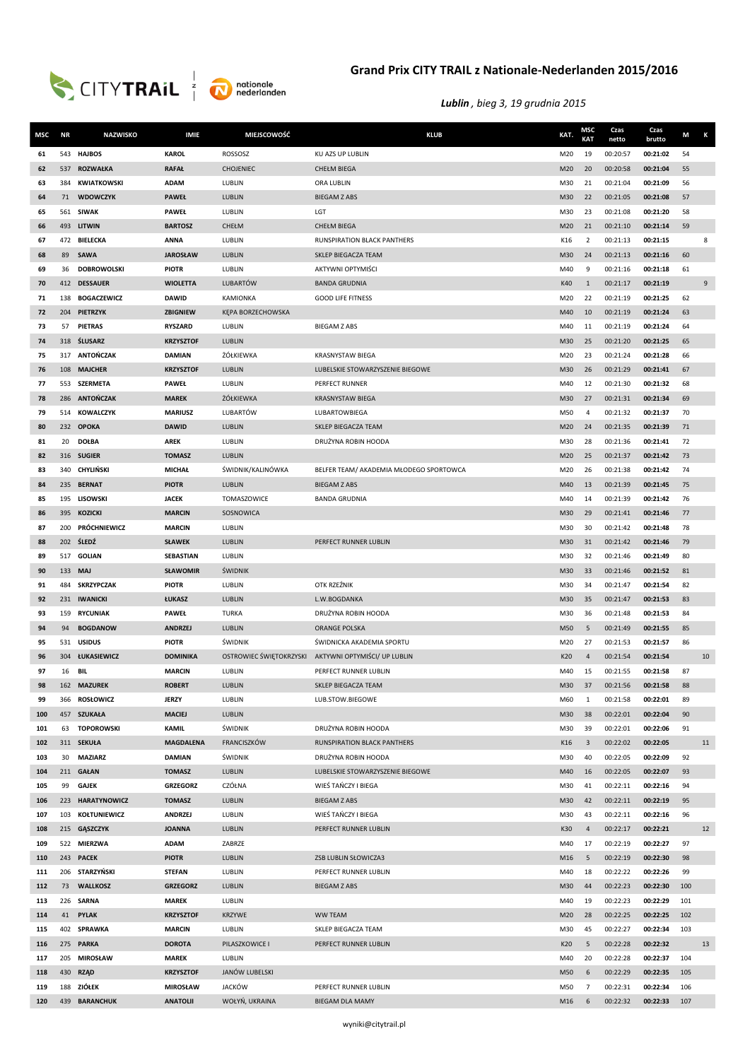# Grand Prix CITY TRAIL z Nationale-Nederlanden 2015/2016

***Lublin**, bieg 3, 19 grudnia 2015*

| MSC | NR | NAZWISKO | IMIE | MIEJSCOWOŚĆ | KLUB | KAT. | MSC KAT | Czas netto | Czas brutto | M | K |
|---|---|---|---|---|---|---|---|---|---|---|---|
| 61 | 543 | HAJBOS | KAROL | ROSSOSZ | KU AZS UP LUBLIN | M20 | 19 | 00:20:57 | 00:21:02 | 54 | |
| 62 | 537 | ROZWAŁKA | RAFAŁ | CHOJENIEC | CHEŁM BIEGA | M20 | 20 | 00:20:58 | 00:21:04 | 55 | |
| 63 | 384 | KWIATKOWSKI | ADAM | LUBLIN | ORA LUBLIN | M30 | 21 | 00:21:04 | 00:21:09 | 56 | |
| 64 | 71 | WDOWCZYK | PAWEŁ | LUBLIN | BIEGAM Z ABS | M30 | 22 | 00:21:05 | 00:21:08 | 57 | |
| 65 | 561 | SIWAK | PAWEŁ | LUBLIN | LGT | M30 | 23 | 00:21:08 | 00:21:20 | 58 | |
| 66 | 493 | LITWIN | BARTOSZ | CHEŁM | CHEŁM BIEGA | M20 | 21 | 00:21:10 | 00:21:14 | 59 | |
| 67 | 472 | BIELECKA | ANNA | LUBLIN | RUNSPIRATION BLACK PANTHERS | K16 | 2 | 00:21:13 | 00:21:15 | | 8 |
| 68 | 89 | SAWA | JAROSŁAW | LUBLIN | SKLEP BIEGACZA TEAM | M30 | 24 | 00:21:13 | 00:21:16 | 60 | |
| 69 | 36 | DOBROWOLSKI | PIOTR | LUBLIN | AKTYWNI OPTYMIŚCI | M40 | 9 | 00:21:16 | 00:21:18 | 61 | |
| 70 | 412 | DESSAUER | WIOLETTA | LUBARTÓW | BANDA GRUDNIA | K40 | 1 | 00:21:17 | 00:21:19 | | 9 |
| 71 | 138 | BOGACZEWICZ | DAWID | KAMIONKA | GOOD LIFE FITNESS | M20 | 22 | 00:21:19 | 00:21:25 | 62 | |
| 72 | 204 | PIETRZYK | ZBIGNIEW | KĘPA BORZECHOWSKA | | M40 | 10 | 00:21:19 | 00:21:24 | 63 | |
| 73 | 57 | PIETRAS | RYSZARD | LUBLIN | BIEGAM Z ABS | M40 | 11 | 00:21:19 | 00:21:24 | 64 | |
| 74 | 318 | ŚLUSARZ | KRZYSZTOF | LUBLIN | | M30 | 25 | 00:21:20 | 00:21:25 | 65 | |
| 75 | 317 | ANTOŃCZAK | DAMIAN | ŻÓŁKIEWKA | KRASNYSTAW BIEGA | M20 | 23 | 00:21:24 | 00:21:28 | 66 | |
| 76 | 108 | MAJCHER | KRZYSZTOF | LUBLIN | LUBELSKIE STOWARZYSZENIE BIEGOWE | M30 | 26 | 00:21:29 | 00:21:41 | 67 | |
| 77 | 553 | SZERMETA | PAWEŁ | LUBLIN | PERFECT RUNNER | M40 | 12 | 00:21:30 | 00:21:32 | 68 | |
| 78 | 286 | ANTOŃCZAK | MAREK | ŻÓŁKIEWKA | KRASNYSTAW BIEGA | M30 | 27 | 00:21:31 | 00:21:34 | 69 | |
| 79 | 514 | KOWALCZYK | MARIUSZ | LUBARTÓW | LUBARTOWBIEGA | M50 | 4 | 00:21:32 | 00:21:37 | 70 | |
| 80 | 232 | OPOKA | DAWID | LUBLIN | SKLEP BIEGACZA TEAM | M20 | 24 | 00:21:35 | 00:21:39 | 71 | |
| 81 | 20 | DOŁBA | AREK | LUBLIN | DRUŻYNA ROBIN HOODA | M30 | 28 | 00:21:36 | 00:21:41 | 72 | |
| 82 | 316 | SUGIER | TOMASZ | LUBLIN | | M20 | 25 | 00:21:37 | 00:21:42 | 73 | |
| 83 | 340 | CHYLIŃSKI | MICHAŁ | ŚWIDNIK/KALINÓWKA | BELFER TEAM/ AKADEMIA MŁODEGO SPORTOWCA | M20 | 26 | 00:21:38 | 00:21:42 | 74 | |
| 84 | 235 | BERNAT | PIOTR | LUBLIN | BIEGAM Z ABS | M40 | 13 | 00:21:39 | 00:21:45 | 75 | |
| 85 | 195 | LISOWSKI | JACEK | TOMASZOWICE | BANDA GRUDNIA | M40 | 14 | 00:21:39 | 00:21:42 | 76 | |
| 86 | 395 | KOZICKI | MARCIN | SOSNOWICA | | M30 | 29 | 00:21:41 | 00:21:46 | 77 | |
| 87 | 200 | PRÓCHNIEWICZ | MARCIN | LUBLIN | | M30 | 30 | 00:21:42 | 00:21:48 | 78 | |
| 88 | 202 | ŚLEDŹ | SŁAWEK | LUBLIN | PERFECT RUNNER LUBLIN | M30 | 31 | 00:21:42 | 00:21:46 | 79 | |
| 89 | 517 | GOLIAN | SEBASTIAN | LUBLIN | | M30 | 32 | 00:21:46 | 00:21:49 | 80 | |
| 90 | 133 | MAJ | SŁAWOMIR | ŚWIDNIK | | M30 | 33 | 00:21:46 | 00:21:52 | 81 | |
| 91 | 484 | SKRZYPCZAK | PIOTR | LUBLIN | OTK RZEŹNIK | M30 | 34 | 00:21:47 | 00:21:54 | 82 | |
| 92 | 231 | IWANICKI | ŁUKASZ | LUBLIN | L.W.BOGDANKA | M30 | 35 | 00:21:47 | 00:21:53 | 83 | |
| 93 | 159 | RYCUNIAK | PAWEŁ | TURKA | DRUŻYNA ROBIN HOODA | M30 | 36 | 00:21:48 | 00:21:53 | 84 | |
| 94 | 94 | BOGDANOW | ANDRZEJ | LUBLIN | ORANGE POLSKA | M50 | 5 | 00:21:49 | 00:21:55 | 85 | |
| 95 | 531 | USIDUS | PIOTR | ŚWIDNIK | ŚWIDNICKA AKADEMIA SPORTU | M20 | 27 | 00:21:53 | 00:21:57 | 86 | |
| 96 | 304 | ŁUKASIEWICZ | DOMINIKA | OSTROWIEC ŚWIĘTOKRZYSKI | AKTYWNI OPTYMIŚCI/ UP LUBLIN | K20 | 4 | 00:21:54 | 00:21:54 | | 10 |
| 97 | 16 | BIL | MARCIN | LUBLIN | PERFECT RUNNER LUBLIN | M40 | 15 | 00:21:55 | 00:21:58 | 87 | |
| 98 | 162 | MAZUREK | ROBERT | LUBLIN | SKLEP BIEGACZA TEAM | M30 | 37 | 00:21:56 | 00:21:58 | 88 | |
| 99 | 366 | ROSŁOWICZ | JERZY | LUBLIN | LUB.STOW.BIEGOWE | M60 | 1 | 00:21:58 | 00:22:01 | 89 | |
| 100 | 457 | SZUKAŁA | MACIEJ | LUBLIN | | M30 | 38 | 00:22:01 | 00:22:04 | 90 | |
| 101 | 63 | TOPOROWSKI | KAMIL | ŚWIDNIK | DRUŻYNA ROBIN HOODA | M30 | 39 | 00:22:01 | 00:22:06 | 91 | |
| 102 | 311 | SEKUŁA | MAGDALENA | FRANCISZKÓW | RUNSPIRATION BLACK PANTHERS | K16 | 3 | 00:22:02 | 00:22:05 | | 11 |
| 103 | 30 | MAZIARZ | DAMIAN | ŚWIDNIK | DRUŻYNA ROBIN HOODA | M30 | 40 | 00:22:05 | 00:22:09 | 92 | |
| 104 | 211 | GAŁAN | TOMASZ | LUBLIN | LUBELSKIE STOWARZYSZENIE BIEGOWE | M40 | 16 | 00:22:05 | 00:22:07 | 93 | |
| 105 | 99 | GAJEK | GRZEGORZ | CZÓŁNA | WIEŚ TAŃCZY I BIEGA | M30 | 41 | 00:22:11 | 00:22:16 | 94 | |
| 106 | 223 | HARATYNOWICZ | TOMASZ | LUBLIN | BIEGAM Z ABS | M30 | 42 | 00:22:11 | 00:22:19 | 95 | |
| 107 | 103 | KOŁTUNIEWICZ | ANDRZEJ | LUBLIN | WIEŚ TAŃCZY I BIEGA | M30 | 43 | 00:22:11 | 00:22:16 | 96 | |
| 108 | 215 | GĄSZCZYK | JOANNA | LUBLIN | PERFECT RUNNER LUBLIN | K30 | 4 | 00:22:17 | 00:22:21 | | 12 |
| 109 | 522 | MIERZWA | ADAM | ZABRZE | | M40 | 17 | 00:22:19 | 00:22:27 | 97 | |
| 110 | 243 | PACEK | PIOTR | LUBLIN | ZSB LUBLIN SŁOWICZA3 | M16 | 5 | 00:22:19 | 00:22:30 | 98 | |
| 111 | 206 | STARZYŃSKI | STEFAN | LUBLIN | PERFECT RUNNER LUBLIN | M40 | 18 | 00:22:22 | 00:22:26 | 99 | |
| 112 | 73 | WALLKOSZ | GRZEGORZ | LUBLIN | BIEGAM Z ABS | M30 | 44 | 00:22:23 | 00:22:30 | 100 | |
| 113 | 226 | SARNA | MAREK | LUBLIN | | M40 | 19 | 00:22:23 | 00:22:29 | 101 | |
| 114 | 41 | PYLAK | KRZYSZTOF | KRZYWE | WW TEAM | M20 | 28 | 00:22:25 | 00:22:25 | 102 | |
| 115 | 402 | SPRAWKA | MARCIN | LUBLIN | SKLEP BIEGACZA TEAM | M30 | 45 | 00:22:27 | 00:22:34 | 103 | |
| 116 | 275 | PARKA | DOROTA | PILASZKOWICE I | PERFECT RUNNER LUBLIN | K20 | 5 | 00:22:28 | 00:22:32 | | 13 |
| 117 | 205 | MIROSŁAW | MAREK | LUBLIN | | M40 | 20 | 00:22:28 | 00:22:37 | 104 | |
| 118 | 430 | RZĄD | KRZYSZTOF | JANÓW LUBELSKI | | M50 | 6 | 00:22:29 | 00:22:35 | 105 | |
| 119 | 188 | ZIÓŁEK | MIROSŁAW | JACKÓW | PERFECT RUNNER LUBLIN | M50 | 7 | 00:22:31 | 00:22:34 | 106 | |
| 120 | 439 | BARANCHUK | ANATOLII | WOŁYŃ, UKRAINA | BIEGAM DLA MAMY | M16 | 6 | 00:22:32 | 00:22:33 | 107 | |

wyniki@citytrail.pl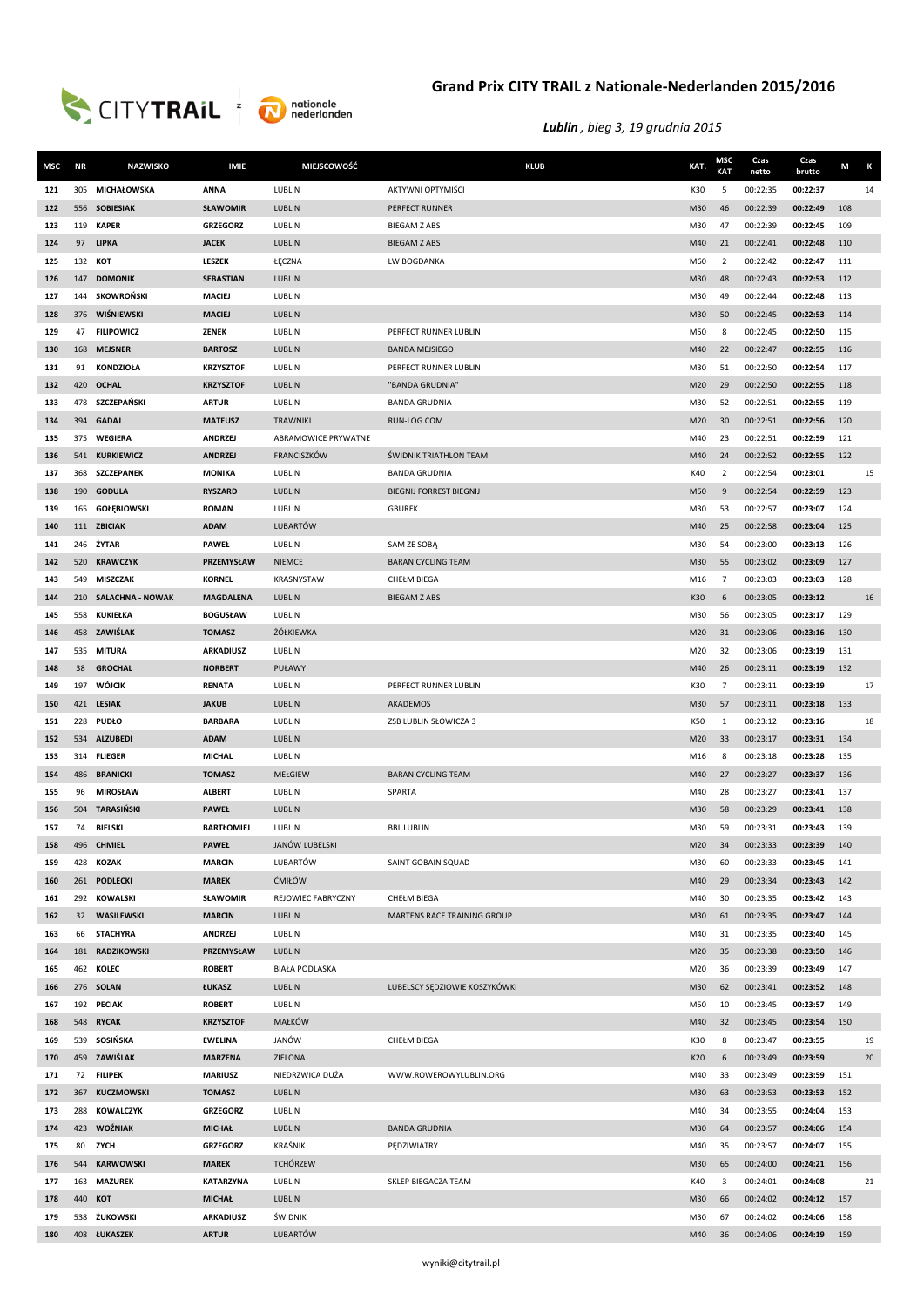# Grand Prix CITY TRAIL z Nationale-Nederlanden 2015/2016

*Lublin , bieg 3, 19 grudnia 2015*

| MSC | NR | NAZWISKO | IMIE | MIEJSCOWOŚĆ | KLUB | KAT. | MSC KAT | Czas netto | Czas brutto | M | K |
|---|---|---|---|---|---|---|---|---|---|---|---|
| 121 | 305 | MICHAŁOWSKA | ANNA | LUBLIN | AKTYWNI OPTYMIŚCI | K30 | 5 | 00:22:35 | 00:22:37 | | 14 |
| 122 | 556 | SOBIESIAK | SŁAWOMIR | LUBLIN | PERFECT RUNNER | M30 | 46 | 00:22:39 | 00:22:49 | 108 | |
| 123 | 119 | KAPER | GRZEGORZ | LUBLIN | BIEGAM Z ABS | M30 | 47 | 00:22:39 | 00:22:45 | 109 | |
| 124 | 97 | LIPKA | JACEK | LUBLIN | BIEGAM Z ABS | M40 | 21 | 00:22:41 | 00:22:48 | 110 | |
| 125 | 132 | KOT | LESZEK | ŁĘCZNA | LW BOGDANKA | M60 | 2 | 00:22:42 | 00:22:47 | 111 | |
| 126 | 147 | DOMONIK | SEBASTIAN | LUBLIN | | M30 | 48 | 00:22:43 | 00:22:53 | 112 | |
| 127 | 144 | SKOWROŃSKI | MACIEJ | LUBLIN | | M30 | 49 | 00:22:44 | 00:22:48 | 113 | |
| 128 | 376 | WIŚNIEWSKI | MACIEJ | LUBLIN | | M30 | 50 | 00:22:45 | 00:22:53 | 114 | |
| 129 | 47 | FILIPOWICZ | ZENEK | LUBLIN | PERFECT RUNNER LUBLIN | M50 | 8 | 00:22:45 | 00:22:50 | 115 | |
| 130 | 168 | MEJSNER | BARTOSZ | LUBLIN | BANDA MEJSIEGO | M40 | 22 | 00:22:47 | 00:22:55 | 116 | |
| 131 | 91 | KONDZIOŁA | KRZYSZTOF | LUBLIN | PERFECT RUNNER LUBLIN | M30 | 51 | 00:22:50 | 00:22:54 | 117 | |
| 132 | 420 | OCHAL | KRZYSZTOF | LUBLIN | "BANDA GRUDNIA" | M20 | 29 | 00:22:50 | 00:22:55 | 118 | |
| 133 | 478 | SZCZEPAŃSKI | ARTUR | LUBLIN | BANDA GRUDNIA | M30 | 52 | 00:22:51 | 00:22:55 | 119 | |
| 134 | 394 | GADAJ | MATEUSZ | TRAWNIKI | RUN-LOG.COM | M20 | 30 | 00:22:51 | 00:22:56 | 120 | |
| 135 | 375 | WEGIERA | ANDRZEJ | ABRAMOWICE PRYWATNE | | M40 | 23 | 00:22:51 | 00:22:59 | 121 | |
| 136 | 541 | KURKIEWICZ | ANDRZEJ | FRANCISZKÓW | ŚWIDNIK TRIATHLON TEAM | M40 | 24 | 00:22:52 | 00:22:55 | 122 | |
| 137 | 368 | SZCZEPANEK | MONIKA | LUBLIN | BANDA GRUDNIA | K40 | 2 | 00:22:54 | 00:23:01 | | 15 |
| 138 | 190 | GODULA | RYSZARD | LUBLIN | BIEGNIJ FORREST BIEGNIJ | M50 | 9 | 00:22:54 | 00:22:59 | 123 | |
| 139 | 165 | GOŁĘBIOWSKI | ROMAN | LUBLIN | GBUREK | M30 | 53 | 00:22:57 | 00:23:07 | 124 | |
| 140 | 111 | ZBICIAK | ADAM | LUBARTÓW | | M40 | 25 | 00:22:58 | 00:23:04 | 125 | |
| 141 | 246 | ŻYTAR | PAWEŁ | LUBLIN | SAM ZE SOBĄ | M30 | 54 | 00:23:00 | 00:23:13 | 126 | |
| 142 | 520 | KRAWCZYK | PRZEMYSŁAW | NIEMCE | BARAN CYCLING TEAM | M30 | 55 | 00:23:02 | 00:23:09 | 127 | |
| 143 | 549 | MISZCZAK | KORNEL | KRASNYSTAW | CHEŁM BIEGA | M16 | 7 | 00:23:03 | 00:23:03 | 128 | |
| 144 | 210 | SALACHNA - NOWAK | MAGDALENA | LUBLIN | BIEGAM Z ABS | K30 | 6 | 00:23:05 | 00:23:12 | | 16 |
| 145 | 558 | KUKIEŁKA | BOGUSŁAW | LUBLIN | | M30 | 56 | 00:23:05 | 00:23:17 | 129 | |
| 146 | 458 | ZAWIŚLAK | TOMASZ | ŻÓŁKIEWKA | | M20 | 31 | 00:23:06 | 00:23:16 | 130 | |
| 147 | 535 | MITURA | ARKADIUSZ | LUBLIN | | M20 | 32 | 00:23:06 | 00:23:19 | 131 | |
| 148 | 38 | GROCHAL | NORBERT | PUŁAWY | | M40 | 26 | 00:23:11 | 00:23:19 | 132 | |
| 149 | 197 | WÓJCIK | RENATA | LUBLIN | PERFECT RUNNER LUBLIN | K30 | 7 | 00:23:11 | 00:23:19 | | 17 |
| 150 | 421 | LESIAK | JAKUB | LUBLIN | AKADEMOS | M30 | 57 | 00:23:11 | 00:23:18 | 133 | |
| 151 | 228 | PUDŁO | BARBARA | LUBLIN | ZSB LUBLIN SŁOWICZA 3 | K50 | 1 | 00:23:12 | 00:23:16 | | 18 |
| 152 | 534 | ALZUBEDI | ADAM | LUBLIN | | M20 | 33 | 00:23:17 | 00:23:31 | 134 | |
| 153 | 314 | FLIEGER | MICHAL | LUBLIN | | M16 | 8 | 00:23:18 | 00:23:28 | 135 | |
| 154 | 486 | BRANICKI | TOMASZ | MEŁGIEW | BARAN CYCLING TEAM | M40 | 27 | 00:23:27 | 00:23:37 | 136 | |
| 155 | 96 | MIROSŁAW | ALBERT | LUBLIN | SPARTA | M40 | 28 | 00:23:27 | 00:23:41 | 137 | |
| 156 | 504 | TARASIŃSKI | PAWEŁ | LUBLIN | | M30 | 58 | 00:23:29 | 00:23:41 | 138 | |
| 157 | 74 | BIELSKI | BARTŁOMIEJ | LUBLIN | BBL LUBLIN | M30 | 59 | 00:23:31 | 00:23:43 | 139 | |
| 158 | 496 | CHMIEL | PAWEŁ | JANÓW LUBELSKI | | M20 | 34 | 00:23:33 | 00:23:39 | 140 | |
| 159 | 428 | KOZAK | MARCIN | LUBARTÓW | SAINT GOBAIN SQUAD | M30 | 60 | 00:23:33 | 00:23:45 | 141 | |
| 160 | 261 | PODLECKI | MAREK | ĆMIŁÓW | | M40 | 29 | 00:23:34 | 00:23:43 | 142 | |
| 161 | 292 | KOWALSKI | SŁAWOMIR | REJOWIEC FABRYCZNY | CHEŁM BIEGA | M40 | 30 | 00:23:35 | 00:23:42 | 143 | |
| 162 | 32 | WASILEWSKI | MARCIN | LUBLIN | MARTENS RACE TRAINING GROUP | M30 | 61 | 00:23:35 | 00:23:47 | 144 | |
| 163 | 66 | STACHYRA | ANDRZEJ | LUBLIN | | M40 | 31 | 00:23:35 | 00:23:40 | 145 | |
| 164 | 181 | RADZIKOWSKI | PRZEMYSŁAW | LUBLIN | | M20 | 35 | 00:23:38 | 00:23:50 | 146 | |
| 165 | 462 | KOLEC | ROBERT | BIAŁA PODLASKA | | M20 | 36 | 00:23:39 | 00:23:49 | 147 | |
| 166 | 276 | SOLAN | ŁUKASZ | LUBLIN | LUBELSCY SĘDZIOWIE KOSZYKÓWKI | M30 | 62 | 00:23:41 | 00:23:52 | 148 | |
| 167 | 192 | PECIAK | ROBERT | LUBLIN | | M50 | 10 | 00:23:45 | 00:23:57 | 149 | |
| 168 | 548 | RYCAK | KRZYSZTOF | MAŁKÓW | | M40 | 32 | 00:23:45 | 00:23:54 | 150 | |
| 169 | 539 | SOSIŃSKA | EWELINA | JANÓW | CHEŁM BIEGA | K30 | 8 | 00:23:47 | 00:23:55 | | 19 |
| 170 | 459 | ZAWIŚLAK | MARZENA | ZIELONA | | K20 | 6 | 00:23:49 | 00:23:59 | | 20 |
| 171 | 72 | FILIPEK | MARIUSZ | NIEDRZWICA DUŻA | WWW.ROWEROWYLUBLIN.ORG | M40 | 33 | 00:23:49 | 00:23:59 | 151 | |
| 172 | 367 | KUCZMOWSKI | TOMASZ | LUBLIN | | M30 | 63 | 00:23:53 | 00:23:53 | 152 | |
| 173 | 288 | KOWALCZYK | GRZEGORZ | LUBLIN | | M40 | 34 | 00:23:55 | 00:24:04 | 153 | |
| 174 | 423 | WOŹNIAK | MICHAŁ | LUBLIN | BANDA GRUDNIA | M30 | 64 | 00:23:57 | 00:24:06 | 154 | |
| 175 | 80 | ZYCH | GRZEGORZ | KRAŚNIK | PĘDZIWIATRY | M40 | 35 | 00:23:57 | 00:24:07 | 155 | |
| 176 | 544 | KARWOWSKI | MAREK | TCHÓRZEW | | M30 | 65 | 00:24:00 | 00:24:21 | 156 | |
| 177 | 163 | MAZUREK | KATARZYNA | LUBLIN | SKLEP BIEGACZA TEAM | K40 | 3 | 00:24:01 | 00:24:08 | | 21 |
| 178 | 440 | KOT | MICHAŁ | LUBLIN | | M30 | 66 | 00:24:02 | 00:24:12 | 157 | |
| 179 | 538 | ŻUKOWSKI | ARKADIUSZ | ŚWIDNIK | | M30 | 67 | 00:24:02 | 00:24:06 | 158 | |
| 180 | 408 | ŁUKASZEK | ARTUR | LUBARTÓW | | M40 | 36 | 00:24:06 | 00:24:19 | 159 | |

wyniki@citytrail.pl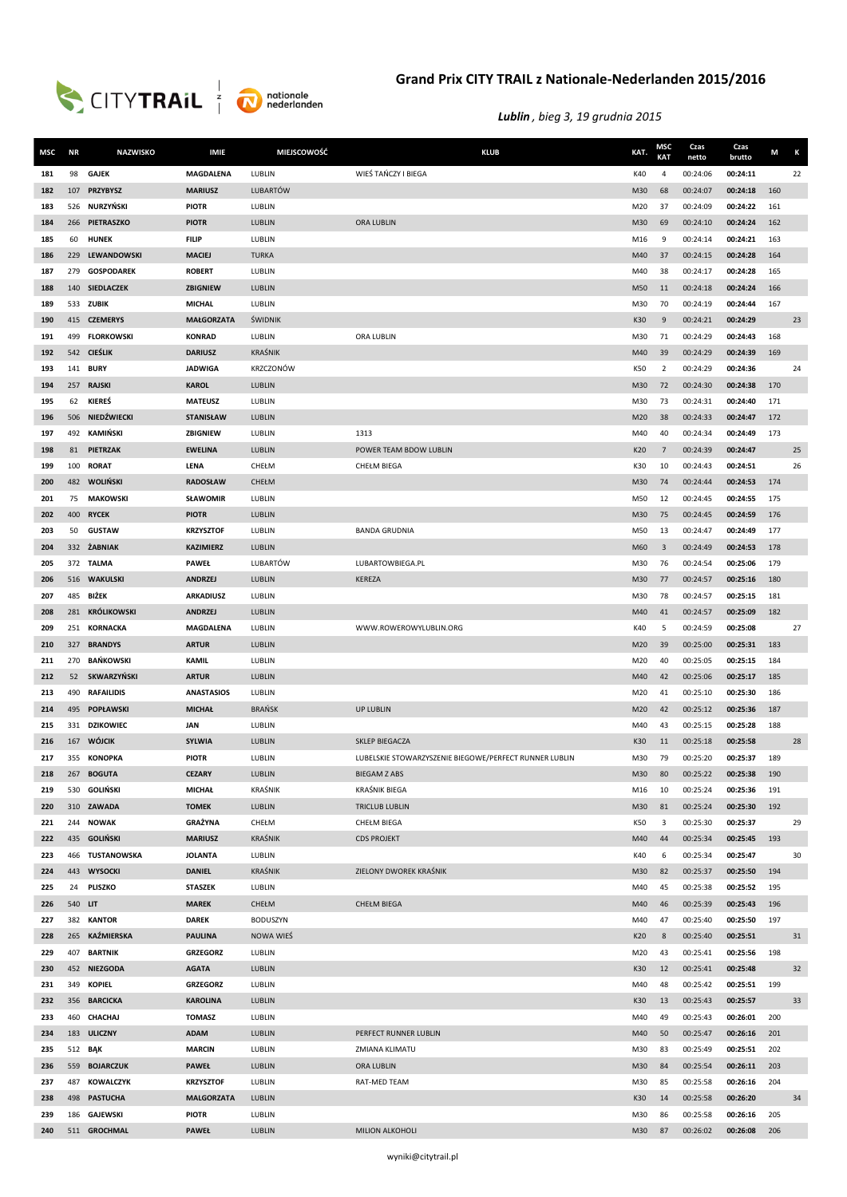# Grand Prix CITY TRAIL z Nationale-Nederlanden 2015/2016

*Lublin*, *bieg 3, 19 grudnia 2015*

| MSC | NR | NAZWISKO | IMIE | MIEJSCOWOŚĆ | KLUB | KAT. | MSC KAT | Czas netto | Czas brutto | M | K |
|---|---|---|---|---|---|---|---|---|---|---|---|
| 181 | 98 | GAJEK | MAGDALENA | LUBLIN | WIEŚ TAŃCZY I BIEGA | K40 | 4 | 00:24:06 | 00:24:11 | | 22 |
| 182 | 107 | PRZYBYSZ | MARIUSZ | LUBARTÓW | | M30 | 68 | 00:24:07 | 00:24:18 | 160 | |
| 183 | 526 | NURZYŃSKI | PIOTR | LUBLIN | | M20 | 37 | 00:24:09 | 00:24:22 | 161 | |
| 184 | 266 | PIETRASZKO | PIOTR | LUBLIN | ORA LUBLIN | M30 | 69 | 00:24:10 | 00:24:24 | 162 | |
| 185 | 60 | HUNEK | FILIP | LUBLIN | | M16 | 9 | 00:24:14 | 00:24:21 | 163 | |
| 186 | 229 | LEWANDOWSKI | MACIEJ | TURKA | | M40 | 37 | 00:24:15 | 00:24:28 | 164 | |
| 187 | 279 | GOSPODAREK | ROBERT | LUBLIN | | M40 | 38 | 00:24:17 | 00:24:28 | 165 | |
| 188 | 140 | SIEDLACZEK | ZBIGNIEW | LUBLIN | | M50 | 11 | 00:24:18 | 00:24:24 | 166 | |
| 189 | 533 | ZUBIK | MICHAL | LUBLIN | | M30 | 70 | 00:24:19 | 00:24:44 | 167 | |
| 190 | 415 | CZEMERYS | MAŁGORZATA | ŚWIDNIK | | K30 | 9 | 00:24:21 | 00:24:29 | | 23 |
| 191 | 499 | FLORKOWSKI | KONRAD | LUBLIN | ORA LUBLIN | M30 | 71 | 00:24:29 | 00:24:43 | 168 | |
| 192 | 542 | CIEŚLIK | DARIUSZ | KRAŚNIK | | M40 | 39 | 00:24:29 | 00:24:39 | 169 | |
| 193 | 141 | BURY | JADWIGA | KRZCZONÓW | | K50 | 2 | 00:24:29 | 00:24:36 | | 24 |
| 194 | 257 | RAJSKI | KAROL | LUBLIN | | M30 | 72 | 00:24:30 | 00:24:38 | 170 | |
| 195 | 62 | KIEREŚ | MATEUSZ | LUBLIN | | M30 | 73 | 00:24:31 | 00:24:40 | 171 | |
| 196 | 506 | NIEDŹWIECKI | STANISŁAW | LUBLIN | | M20 | 38 | 00:24:33 | 00:24:47 | 172 | |
| 197 | 492 | KAMIŃSKI | ZBIGNIEW | LUBLIN | 1313 | M40 | 40 | 00:24:34 | 00:24:49 | 173 | |
| 198 | 81 | PIETRZAK | EWELINA | LUBLIN | POWER TEAM BDOW LUBLIN | K20 | 7 | 00:24:39 | 00:24:47 | | 25 |
| 199 | 100 | RORAT | LENA | CHEŁM | CHEŁM BIEGA | K30 | 10 | 00:24:43 | 00:24:51 | | 26 |
| 200 | 482 | WOLIŃSKI | RADOSŁAW | CHEŁM | | M30 | 74 | 00:24:44 | 00:24:53 | 174 | |
| 201 | 75 | MAKOWSKI | SŁAWOMIR | LUBLIN | | M50 | 12 | 00:24:45 | 00:24:55 | 175 | |
| 202 | 400 | RYCEK | PIOTR | LUBLIN | | M30 | 75 | 00:24:45 | 00:24:59 | 176 | |
| 203 | 50 | GUSTAW | KRZYSZTOF | LUBLIN | BANDA GRUDNIA | M50 | 13 | 00:24:47 | 00:24:49 | 177 | |
| 204 | 332 | ŻABNIAK | KAZIMIERZ | LUBLIN | | M60 | 3 | 00:24:49 | 00:24:53 | 178 | |
| 205 | 372 | TALMA | PAWEŁ | LUBARTÓW | LUBARTOWBIEGA.PL | M30 | 76 | 00:24:54 | 00:25:06 | 179 | |
| 206 | 516 | WAKULSKI | ANDRZEJ | LUBLIN | KEREZA | M30 | 77 | 00:24:57 | 00:25:16 | 180 | |
| 207 | 485 | BIŻEK | ARKADIUSZ | LUBLIN | | M30 | 78 | 00:24:57 | 00:25:15 | 181 | |
| 208 | 281 | KRÓLIKOWSKI | ANDRZEJ | LUBLIN | | M40 | 41 | 00:24:57 | 00:25:09 | 182 | |
| 209 | 251 | KORNACKA | MAGDALENA | LUBLIN | WWW.ROWEROWYLUBLIN.ORG | K40 | 5 | 00:24:59 | 00:25:08 | | 27 |
| 210 | 327 | BRANDYS | ARTUR | LUBLIN | | M20 | 39 | 00:25:00 | 00:25:31 | 183 | |
| 211 | 270 | BAŃKOWSKI | KAMIL | LUBLIN | | M20 | 40 | 00:25:05 | 00:25:15 | 184 | |
| 212 | 52 | SKWARZYŃSKI | ARTUR | LUBLIN | | M40 | 42 | 00:25:06 | 00:25:17 | 185 | |
| 213 | 490 | RAFAILIDIS | ANASTASIOS | LUBLIN | | M20 | 41 | 00:25:10 | 00:25:30 | 186 | |
| 214 | 495 | POPŁAWSKI | MICHAŁ | BRAŃSK | UP LUBLIN | M20 | 42 | 00:25:12 | 00:25:36 | 187 | |
| 215 | 331 | DZIKOWIEC | JAN | LUBLIN | | M40 | 43 | 00:25:15 | 00:25:28 | 188 | |
| 216 | 167 | WÓJCIK | SYLWIA | LUBLIN | SKLEP BIEGACZA | K30 | 11 | 00:25:18 | 00:25:58 | | 28 |
| 217 | 355 | KONOPKA | PIOTR | LUBLIN | LUBELSKIE STOWARZYSZENIE BIEGOWE/PERFECT RUNNER LUBLIN | M30 | 79 | 00:25:20 | 00:25:37 | 189 | |
| 218 | 267 | BOGUTA | CEZARY | LUBLIN | BIEGAM Z ABS | M30 | 80 | 00:25:22 | 00:25:38 | 190 | |
| 219 | 530 | GOLIŃSKI | MICHAŁ | KRAŚNIK | KRAŚNIK BIEGA | M16 | 10 | 00:25:24 | 00:25:36 | 191 | |
| 220 | 310 | ZAWADA | TOMEK | LUBLIN | TRICLUB LUBLIN | M30 | 81 | 00:25:24 | 00:25:30 | 192 | |
| 221 | 244 | NOWAK | GRAŻYNA | CHEŁM | CHEŁM BIEGA | K50 | 3 | 00:25:30 | 00:25:37 | | 29 |
| 222 | 435 | GOLIŃSKI | MARIUSZ | KRAŚNIK | CDS PROJEKT | M40 | 44 | 00:25:34 | 00:25:45 | 193 | |
| 223 | 466 | TUSTANOWSKA | JOLANTA | LUBLIN | | K40 | 6 | 00:25:34 | 00:25:47 | | 30 |
| 224 | 443 | WYSOCKI | DANIEL | KRAŚNIK | ZIELONY DWOREK KRAŚNIK | M30 | 82 | 00:25:37 | 00:25:50 | 194 | |
| 225 | 24 | PLISZKO | STASZEK | LUBLIN | | M40 | 45 | 00:25:38 | 00:25:52 | 195 | |
| 226 | 540 | LIT | MAREK | CHEŁM | CHEŁM BIEGA | M40 | 46 | 00:25:39 | 00:25:43 | 196 | |
| 227 | 382 | KANTOR | DAREK | BODUSZYN | | M40 | 47 | 00:25:40 | 00:25:50 | 197 | |
| 228 | 265 | KAŹMIERSKA | PAULINA | NOWA WIEŚ | | K20 | 8 | 00:25:40 | 00:25:51 | | 31 |
| 229 | 407 | BARTNIK | GRZEGORZ | LUBLIN | | M20 | 43 | 00:25:41 | 00:25:56 | 198 | |
| 230 | 452 | NIEZGODA | AGATA | LUBLIN | | K30 | 12 | 00:25:41 | 00:25:48 | | 32 |
| 231 | 349 | KOPIEL | GRZEGORZ | LUBLIN | | M40 | 48 | 00:25:42 | 00:25:51 | 199 | |
| 232 | 356 | BARCICKA | KAROLINA | LUBLIN | | K30 | 13 | 00:25:43 | 00:25:57 | | 33 |
| 233 | 460 | CHACHAJ | TOMASZ | LUBLIN | | M40 | 49 | 00:25:43 | 00:26:01 | 200 | |
| 234 | 183 | ULICZNY | ADAM | LUBLIN | PERFECT RUNNER LUBLIN | M40 | 50 | 00:25:47 | 00:26:16 | 201 | |
| 235 | 512 | BĄK | MARCIN | LUBLIN | ZMIANA KLIMATU | M30 | 83 | 00:25:49 | 00:25:51 | 202 | |
| 236 | 559 | BOJARCZUK | PAWEŁ | LUBLIN | ORA LUBLIN | M30 | 84 | 00:25:54 | 00:26:11 | 203 | |
| 237 | 487 | KOWALCZYK | KRZYSZTOF | LUBLIN | RAT-MED TEAM | M30 | 85 | 00:25:58 | 00:26:16 | 204 | |
| 238 | 498 | PASTUCHA | MALGORZATA | LUBLIN | | K30 | 14 | 00:25:58 | 00:26:20 | | 34 |
| 239 | 186 | GAJEWSKI | PIOTR | LUBLIN | | M30 | 86 | 00:25:58 | 00:26:16 | 205 | |
| 240 | 511 | GROCHMAL | PAWEŁ | LUBLIN | MILION ALKOHOLI | M30 | 87 | 00:26:02 | 00:26:08 | 206 | |

wyniki@citytrail.pl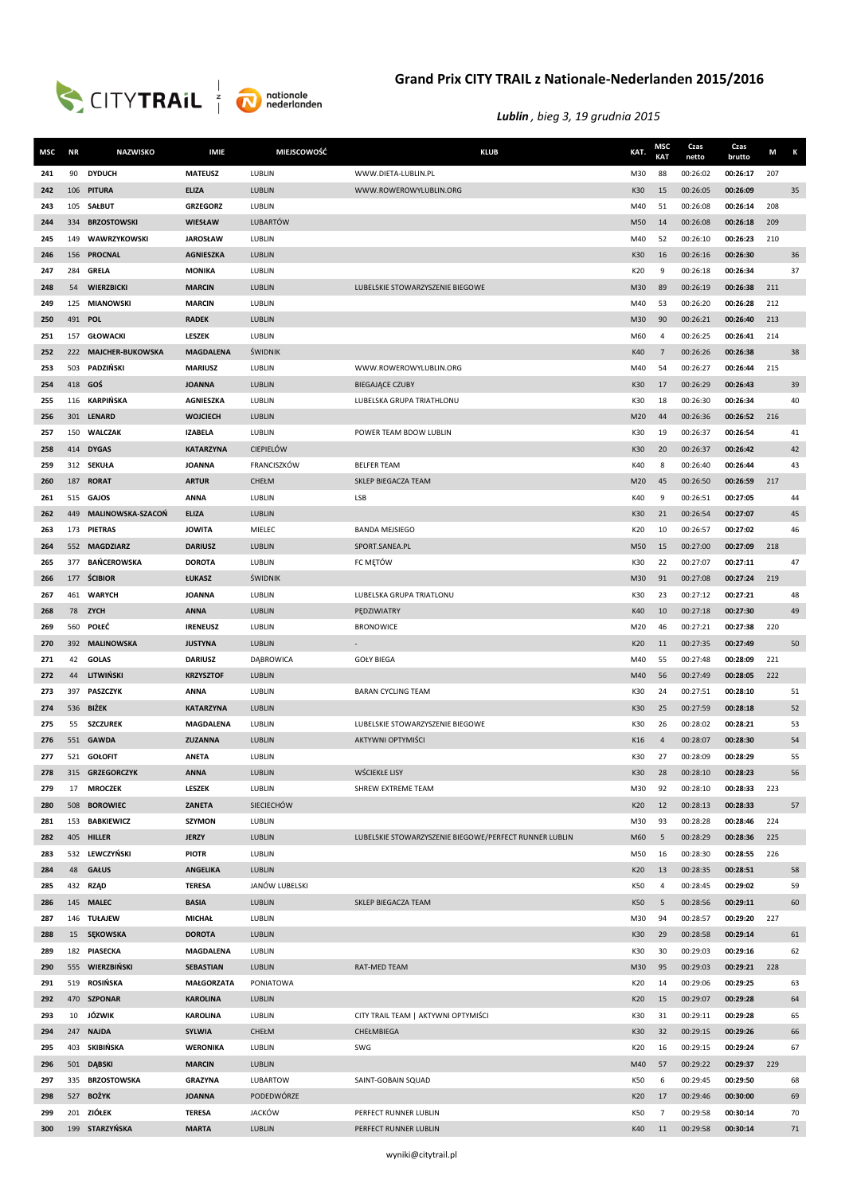# Grand Prix CITY TRAIL z Nationale-Nederlanden 2015/2016

*Lublin, bieg 3, 19 grudnia 2015*

| MSC | NR | NAZWISKO | IMIE | MIEJSCOWOŚĆ | KLUB | KAT. | MSC KAT | Czas netto | Czas brutto | M | K |
|---|---|---|---|---|---|---|---|---|---|---|---|
| 241 | 90 | DYDUCH | MATEUSZ | LUBLIN | WWW.DIETA-LUBLIN.PL | M30 | 88 | 00:26:02 | 00:26:17 | 207 | |
| 242 | 106 | PITURA | ELIZA | LUBLIN | WWW.ROWEROWYLUBLIN.ORG | K30 | 15 | 00:26:05 | 00:26:09 | | 35 |
| 243 | 105 | SAŁBUT | GRZEGORZ | LUBLIN | | M40 | 51 | 00:26:08 | 00:26:14 | 208 | |
| 244 | 334 | BRZOSTOWSKI | WIESŁAW | LUBARTÓW | | M50 | 14 | 00:26:08 | 00:26:18 | 209 | |
| 245 | 149 | WAWRZYKOWSKI | JAROSŁAW | LUBLIN | | M40 | 52 | 00:26:10 | 00:26:23 | 210 | |
| 246 | 156 | PROCNAL | AGNIESZKA | LUBLIN | | K30 | 16 | 00:26:16 | 00:26:30 | | 36 |
| 247 | 284 | GRELA | MONIKA | LUBLIN | | K20 | 9 | 00:26:18 | 00:26:34 | | 37 |
| 248 | 54 | WIERZBICKI | MARCIN | LUBLIN | LUBELSKIE STOWARZYSZENIE BIEGOWE | M30 | 89 | 00:26:19 | 00:26:38 | 211 | |
| 249 | 125 | MIANOWSKI | MARCIN | LUBLIN | | M40 | 53 | 00:26:20 | 00:26:28 | 212 | |
| 250 | 491 | POL | RADEK | LUBLIN | | M30 | 90 | 00:26:21 | 00:26:40 | 213 | |
| 251 | 157 | GŁOWACKI | LESZEK | LUBLIN | | M60 | 4 | 00:26:25 | 00:26:41 | 214 | |
| 252 | 222 | MAJCHER-BUKOWSKA | MAGDALENA | ŚWIDNIK | | K40 | 7 | 00:26:26 | 00:26:38 | | 38 |
| 253 | 503 | PADZIŃSKI | MARIUSZ | LUBLIN | WWW.ROWEROWYLUBLIN.ORG | M40 | 54 | 00:26:27 | 00:26:44 | 215 | |
| 254 | 418 | GOŚ | JOANNA | LUBLIN | BIEGAJĄCE CZUBY | K30 | 17 | 00:26:29 | 00:26:43 | | 39 |
| 255 | 116 | KARPIŃSKA | AGNIESZKA | LUBLIN | LUBELSKA GRUPA TRIATHLONU | K30 | 18 | 00:26:30 | 00:26:34 | | 40 |
| 256 | 301 | LENARD | WOJCIECH | LUBLIN | | M20 | 44 | 00:26:36 | 00:26:52 | 216 | |
| 257 | 150 | WALCZAK | IZABELA | LUBLIN | POWER TEAM BDOW LUBLIN | K30 | 19 | 00:26:37 | 00:26:54 | | 41 |
| 258 | 414 | DYGAS | KATARZYNA | CIEPIELÓW | | K30 | 20 | 00:26:37 | 00:26:42 | | 42 |
| 259 | 312 | SEKUŁA | JOANNA | FRANCISZKÓW | BELFER TEAM | K40 | 8 | 00:26:40 | 00:26:44 | | 43 |
| 260 | 187 | RORAT | ARTUR | CHEŁM | SKLEP BIEGACZA TEAM | M20 | 45 | 00:26:50 | 00:26:59 | 217 | |
| 261 | 515 | GAJOS | ANNA | LUBLIN | LSB | K40 | 9 | 00:26:51 | 00:27:05 | | 44 |
| 262 | 449 | MALINOWSKA-SZACOŃ | ELIZA | LUBLIN | | K30 | 21 | 00:26:54 | 00:27:07 | | 45 |
| 263 | 173 | PIETRAS | JOWITA | MIELEC | BANDA MEJSIEGO | K20 | 10 | 00:26:57 | 00:27:02 | | 46 |
| 264 | 552 | MAGDZIARZ | DARIUSZ | LUBLIN | SPORT.SANEA.PL | M50 | 15 | 00:27:00 | 00:27:09 | 218 | |
| 265 | 377 | BAŃCEROWSKA | DOROTA | LUBLIN | FC MĘTÓW | K30 | 22 | 00:27:07 | 00:27:11 | | 47 |
| 266 | 177 | ŚCIBIOR | ŁUKASZ | ŚWIDNIK | | M30 | 91 | 00:27:08 | 00:27:24 | 219 | |
| 267 | 461 | WARYCH | JOANNA | LUBLIN | LUBELSKA GRUPA TRIATLONU | K30 | 23 | 00:27:12 | 00:27:21 | | 48 |
| 268 | 78 | ZYCH | ANNA | LUBLIN | PĘDZIWIATRY | K40 | 10 | 00:27:18 | 00:27:30 | | 49 |
| 269 | 560 | POŁEĆ | IRENEUSZ | LUBLIN | BRONOWICE | M20 | 46 | 00:27:21 | 00:27:38 | 220 | |
| 270 | 392 | MALINOWSKA | JUSTYNA | LUBLIN | - | K20 | 11 | 00:27:35 | 00:27:49 | | 50 |
| 271 | 42 | GOLAS | DARIUSZ | DĄBROWICA | GOŁY BIEGA | M40 | 55 | 00:27:48 | 00:28:09 | 221 | |
| 272 | 44 | LITWIŃSKI | KRZYSZTOF | LUBLIN | | M40 | 56 | 00:27:49 | 00:28:05 | 222 | |
| 273 | 397 | PASZCZYK | ANNA | LUBLIN | BARAN CYCLING TEAM | K30 | 24 | 00:27:51 | 00:28:10 | | 51 |
| 274 | 536 | BIŻEK | KATARZYNA | LUBLIN | | K30 | 25 | 00:27:59 | 00:28:18 | | 52 |
| 275 | 55 | SZCZUREK | MAGDALENA | LUBLIN | LUBELSKIE STOWARZYSZENIE BIEGOWE | K30 | 26 | 00:28:02 | 00:28:21 | | 53 |
| 276 | 551 | GAWDA | ZUZANNA | LUBLIN | AKTYWNI OPTYMIŚCI | K16 | 4 | 00:28:07 | 00:28:30 | | 54 |
| 277 | 521 | GOŁOFIT | ANETA | LUBLIN | | K30 | 27 | 00:28:09 | 00:28:29 | | 55 |
| 278 | 315 | GRZEGORCZYK | ANNA | LUBLIN | WŚCIEKŁE LISY | K30 | 28 | 00:28:10 | 00:28:23 | | 56 |
| 279 | 17 | MROCZEK | LESZEK | LUBLIN | SHREW EXTREME TEAM | M30 | 92 | 00:28:10 | 00:28:33 | 223 | |
| 280 | 508 | BOROWIEC | ZANETA | SIECIECHÓW | | K20 | 12 | 00:28:13 | 00:28:33 | | 57 |
| 281 | 153 | BABKIEWICZ | SZYMON | LUBLIN | | M30 | 93 | 00:28:28 | 00:28:46 | 224 | |
| 282 | 405 | HILLER | JERZY | LUBLIN | LUBELSKIE STOWARZYSZENIE BIEGOWE/PERFECT RUNNER LUBLIN | M60 | 5 | 00:28:29 | 00:28:36 | 225 | |
| 283 | 532 | LEWCZYŃSKI | PIOTR | LUBLIN | | M50 | 16 | 00:28:30 | 00:28:55 | 226 | |
| 284 | 48 | GAŁUS | ANGELIKA | LUBLIN | | K20 | 13 | 00:28:35 | 00:28:51 | | 58 |
| 285 | 432 | RZĄD | TERESA | JANÓW LUBELSKI | | K50 | 4 | 00:28:45 | 00:29:02 | | 59 |
| 286 | 145 | MALEC | BASIA | LUBLIN | SKLEP BIEGACZA TEAM | K50 | 5 | 00:28:56 | 00:29:11 | | 60 |
| 287 | 146 | TUŁAJEW | MICHAŁ | LUBLIN | | M30 | 94 | 00:28:57 | 00:29:20 | 227 | |
| 288 | 15 | SĘKOWSKA | DOROTA | LUBLIN | | K30 | 29 | 00:28:58 | 00:29:14 | | 61 |
| 289 | 182 | PIASECKA | MAGDALENA | LUBLIN | | K30 | 30 | 00:29:03 | 00:29:16 | | 62 |
| 290 | 555 | WIERZBIŃSKI | SEBASTIAN | LUBLIN | RAT-MED TEAM | M30 | 95 | 00:29:03 | 00:29:21 | 228 | |
| 291 | 519 | ROSIŃSKA | MAŁGORZATA | PONIATOWA | | K20 | 14 | 00:29:06 | 00:29:25 | | 63 |
| 292 | 470 | SZPONAR | KAROLINA | LUBLIN | | K20 | 15 | 00:29:07 | 00:29:28 | | 64 |
| 293 | 10 | JÓZWIK | KAROLINA | LUBLIN | CITY TRAIL TEAM \| AKTYWNI OPTYMIŚCI | K30 | 31 | 00:29:11 | 00:29:28 | | 65 |
| 294 | 247 | NAJDA | SYLWIA | CHEŁM | CHEŁMBIEGA | K30 | 32 | 00:29:15 | 00:29:26 | | 66 |
| 295 | 403 | SKIBIŃSKA | WERONIKA | LUBLIN | SWG | K20 | 16 | 00:29:15 | 00:29:24 | | 67 |
| 296 | 501 | DĄBSKI | MARCIN | LUBLIN | | M40 | 57 | 00:29:22 | 00:29:37 | 229 | |
| 297 | 335 | BRZOSTOWSKA | GRAZYNA | LUBARTOW | SAINT-GOBAIN SQUAD | K50 | 6 | 00:29:45 | 00:29:50 | | 68 |
| 298 | 527 | BOŻYK | JOANNA | PODEDWÓRZE | | K20 | 17 | 00:29:46 | 00:30:00 | | 69 |
| 299 | 201 | ZIÓŁEK | TERESA | JACKÓW | PERFECT RUNNER LUBLIN | K50 | 7 | 00:29:58 | 00:30:14 | | 70 |
| 300 | 199 | STARZYŃSKA | MARTA | LUBLIN | PERFECT RUNNER LUBLIN | K40 | 11 | 00:29:58 | 00:30:14 | | 71 |

wyniki@citytrail.pl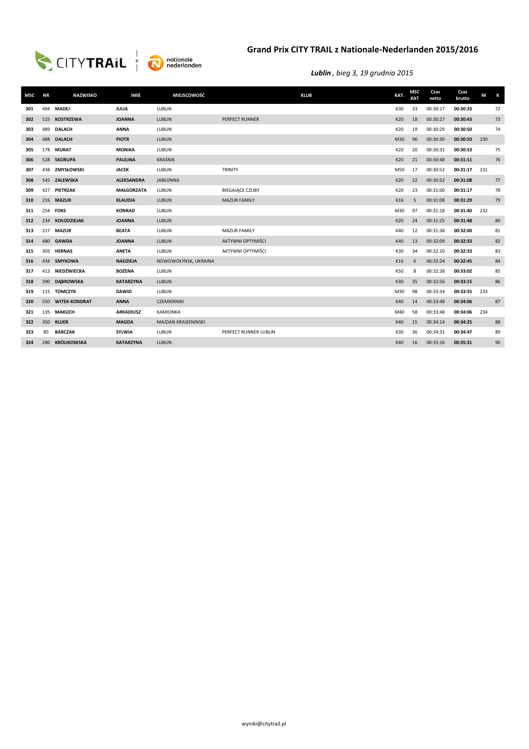## Grand Prix CITY TRAIL z Nationale-Nederlanden 2015/2016

***Lublin**, bieg 3, 19 grudnia 2015*

| MSC | NR | NAZWISKO | IMIE | MIEJSCOWOŚĆ | KLUB | KAT. | MSC KAT | Czas netto | Czas brutto | M | K |
|---|---|---|---|---|---|---|---|---|---|---|---|
| 301 | 494 | MADEJ | JULIA | LUBLIN | | K30 | 33 | 00:30:17 | 00:30:33 | | 72 |
| 302 | 525 | KOSTRZEWA | JOANNA | LUBLIN | PERFECT RUNNER | K20 | 18 | 00:30:27 | 00:30:43 | | 73 |
| 303 | 489 | DALACH | ANNA | LUBLIN | | K20 | 19 | 00:30:29 | 00:30:50 | | 74 |
| 304 | 488 | DALACH | PIOTR | LUBLIN | | M30 | 96 | 00:30:30 | 00:30:50 | 230 | |
| 305 | 178 | MURAT | MONIKA | LUBLIN | | K20 | 20 | 00:30:32 | 00:30:53 | | 75 |
| 306 | 528 | SKORUPA | PAULINA | KRAŚNIK | | K20 | 21 | 00:30:48 | 00:31:11 | | 76 |
| 307 | 438 | ZMYSŁOWSKI | JACEK | LUBLIN | TRINITY | M50 | 17 | 00:30:52 | 00:31:17 | 231 | |
| 308 | 545 | ZALEWSKA | ALEKSANDRA | JABŁONNA | | K20 | 22 | 00:30:52 | 00:31:08 | | 77 |
| 309 | 427 | PIETRZAK | MAŁGORZATA | LUBLIN | BIEGAJĄCE CZUBY | K20 | 23 | 00:31:00 | 00:31:17 | | 78 |
| 310 | 216 | MAZUR | KLAUDIA | LUBLIN | MAZUR FAMILY | K16 | 5 | 00:31:08 | 00:31:29 | | 79 |
| 311 | 254 | FOKS | KONRAD | LUBLIN | | M30 | 97 | 00:31:18 | 00:31:40 | 232 | |
| 312 | 234 | KOŁODZIEJAK | JOANNA | LUBLIN | | K20 | 24 | 00:31:25 | 00:31:48 | | 80 |
| 313 | 217 | MAZUR | BEATA | LUBLIN | MAZUR FAMILY | K40 | 12 | 00:31:38 | 00:32:00 | | 81 |
| 314 | 480 | GAWDA | JOANNA | LUBLIN | AKTYWNI OPTYMIŚCI | K40 | 13 | 00:32:09 | 00:32:33 | | 82 |
| 315 | 303 | HERNAS | ANETA | LUBLIN | AKTYWNI OPTYMIŚCI | K30 | 34 | 00:32:10 | 00:32:33 | | 83 |
| 316 | 434 | SMYKOWA | NADZIEJA | NOWOWOŁYNSK, UKRAINA | | K16 | 6 | 00:32:24 | 00:32:45 | | 84 |
| 317 | 413 | NIEDŹWIECKA | BOŻENA | LUBLIN | | K50 | 8 | 00:32:38 | 00:33:02 | | 85 |
| 318 | 390 | DĄBROWSKA | KATARZYNA | LUBLIN | | K30 | 35 | 00:32:56 | 00:33:15 | | 86 |
| 319 | 115 | TOMCZYK | DAWID | LUBLIN | | M30 | 98 | 00:33:34 | 00:33:55 | 233 | |
| 320 | 550 | WITEK-KONDRAT | ANNA | CZEMIERNIKI | | K40 | 14 | 00:33:48 | 00:34:06 | | 87 |
| 321 | 135 | MAKUCH | ARKADIUSZ | KAMIONKA | | M40 | 58 | 00:33:48 | 00:34:06 | 234 | |
| 322 | 350 | KLIJER | MAGDA | MAJDAN KRASIENINSKI | | K40 | 15 | 00:34:14 | 00:34:25 | | 88 |
| 323 | 85 | BARCZAK | SYLWIA | LUBLIN | PERFECT RUNNER LUBLIN | K30 | 36 | 00:34:31 | 00:34:47 | | 89 |
| 324 | 280 | KRÓLIKOWSKA | KATARZYNA | LUBLIN | | K40 | 16 | 00:35:16 | 00:35:31 | | 90 |

wyniki@citytrail.pl